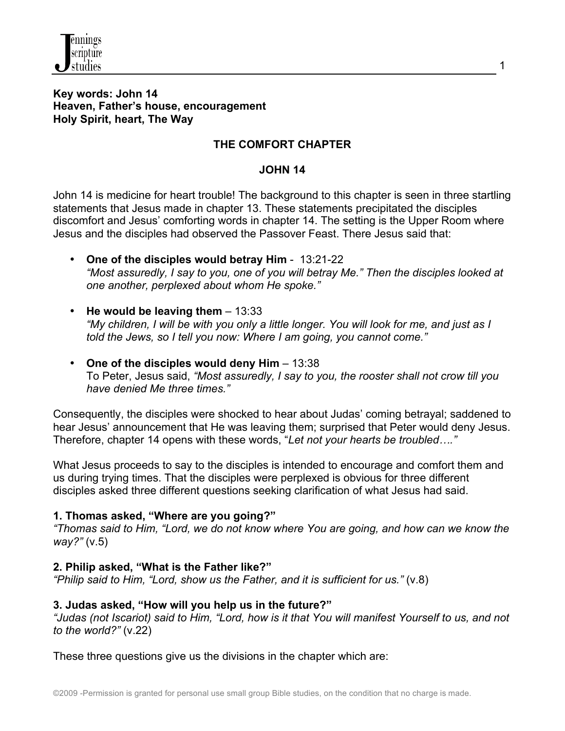**Key words: John 14**
**Heaven, Father's house, encouragement**
**Holy Spirit, heart, The Way**

## THE COMFORT CHAPTER

## JOHN 14

John 14 is medicine for heart trouble! The background to this chapter is seen in three startling statements that Jesus made in chapter 13. These statements precipitated the disciples discomfort and Jesus' comforting words in chapter 14. The setting is the Upper Room where Jesus and the disciples had observed the Passover Feast. There Jesus said that:

- **One of the disciples would betray Him** - 13:21-22
  *"Most assuredly, I say to you, one of you will betray Me." Then the disciples looked at one another, perplexed about whom He spoke."*

- **He would be leaving them** – 13:33
  *"My children, I will be with you only a little longer. You will look for me, and just as I told the Jews, so I tell you now: Where I am going, you cannot come."*

- **One of the disciples would deny Him** – 13:38
  To Peter, Jesus said, *"Most assuredly, I say to you, the rooster shall not crow till you have denied Me three times."*

Consequently, the disciples were shocked to hear about Judas' coming betrayal; saddened to hear Jesus' announcement that He was leaving them; surprised that Peter would deny Jesus. Therefore, chapter 14 opens with these words, "*Let not your hearts be troubled…."*

What Jesus proceeds to say to the disciples is intended to encourage and comfort them and us during trying times. That the disciples were perplexed is obvious for three different disciples asked three different questions seeking clarification of what Jesus had said.

**1. Thomas asked, "Where are you going?"**
*"Thomas said to Him, "Lord, we do not know where You are going, and how can we know the way?"* (v.5)

**2. Philip asked, "What is the Father like?"**
*"Philip said to Him, "Lord, show us the Father, and it is sufficient for us."* (v.8)

**3. Judas asked, "How will you help us in the future?"**
*"Judas (not Iscariot) said to Him, "Lord, how is it that You will manifest Yourself to us, and not to the world?"* (v.22)

These three questions give us the divisions in the chapter which are: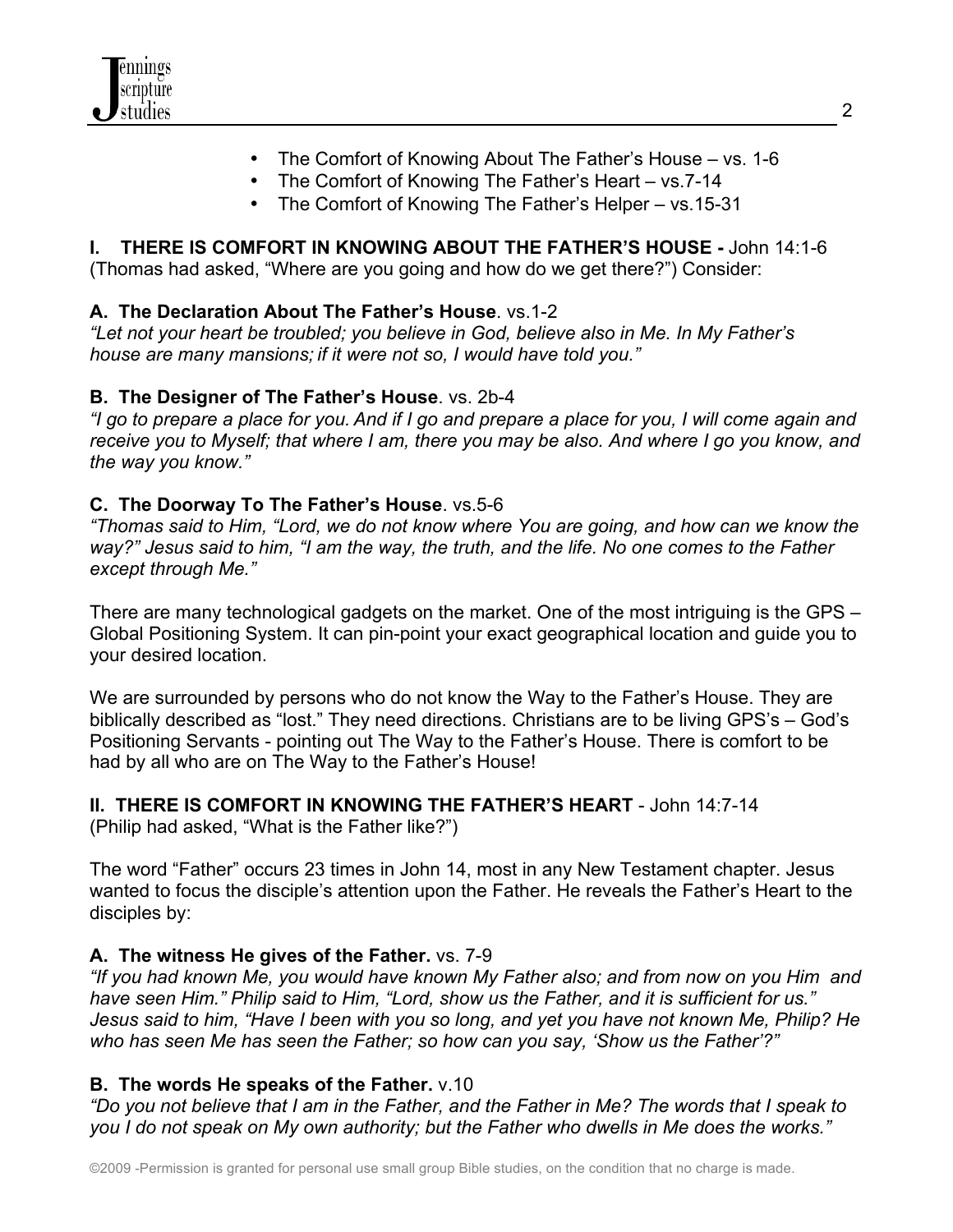- The Comfort of Knowing About The Father's House – vs. 1-6
- The Comfort of Knowing The Father's Heart – vs.7-14
- The Comfort of Knowing The Father's Helper – vs.15-31

## I. THERE IS COMFORT IN KNOWING ABOUT THE FATHER'S HOUSE - John 14:1-6

(Thomas had asked, "Where are you going and how do we get there?") Consider:

### A. The Declaration About The Father's House. vs.1-2

*"Let not your heart be troubled; you believe in God, believe also in Me. In My Father's house are many mansions; if it were not so, I would have told you."*

### B. The Designer of The Father's House. vs. 2b-4

*"I go to prepare a place for you. And if I go and prepare a place for you, I will come again and receive you to Myself; that where I am, there you may be also. And where I go you know, and the way you know."*

### C. The Doorway To The Father's House. vs.5-6

*"Thomas said to Him, "Lord, we do not know where You are going, and how can we know the way?" Jesus said to him, "I am the way, the truth, and the life. No one comes to the Father except through Me."*

There are many technological gadgets on the market. One of the most intriguing is the GPS – Global Positioning System. It can pin-point your exact geographical location and guide you to your desired location.

We are surrounded by persons who do not know the Way to the Father's House. They are biblically described as "lost." They need directions. Christians are to be living GPS's – God's Positioning Servants - pointing out The Way to the Father's House. There is comfort to be had by all who are on The Way to the Father's House!

## II. THERE IS COMFORT IN KNOWING THE FATHER'S HEART - John 14:7-14

(Philip had asked, "What is the Father like?")

The word "Father" occurs 23 times in John 14, most in any New Testament chapter. Jesus wanted to focus the disciple's attention upon the Father. He reveals the Father's Heart to the disciples by:

### A. The witness He gives of the Father. vs. 7-9

*"If you had known Me, you would have known My Father also; and from now on you Him and have seen Him." Philip said to Him, "Lord, show us the Father, and it is sufficient for us." Jesus said to him, "Have I been with you so long, and yet you have not known Me, Philip? He who has seen Me has seen the Father; so how can you say, 'Show us the Father'?"*

### B. The words He speaks of the Father. v.10

*"Do you not believe that I am in the Father, and the Father in Me? The words that I speak to you I do not speak on My own authority; but the Father who dwells in Me does the works."*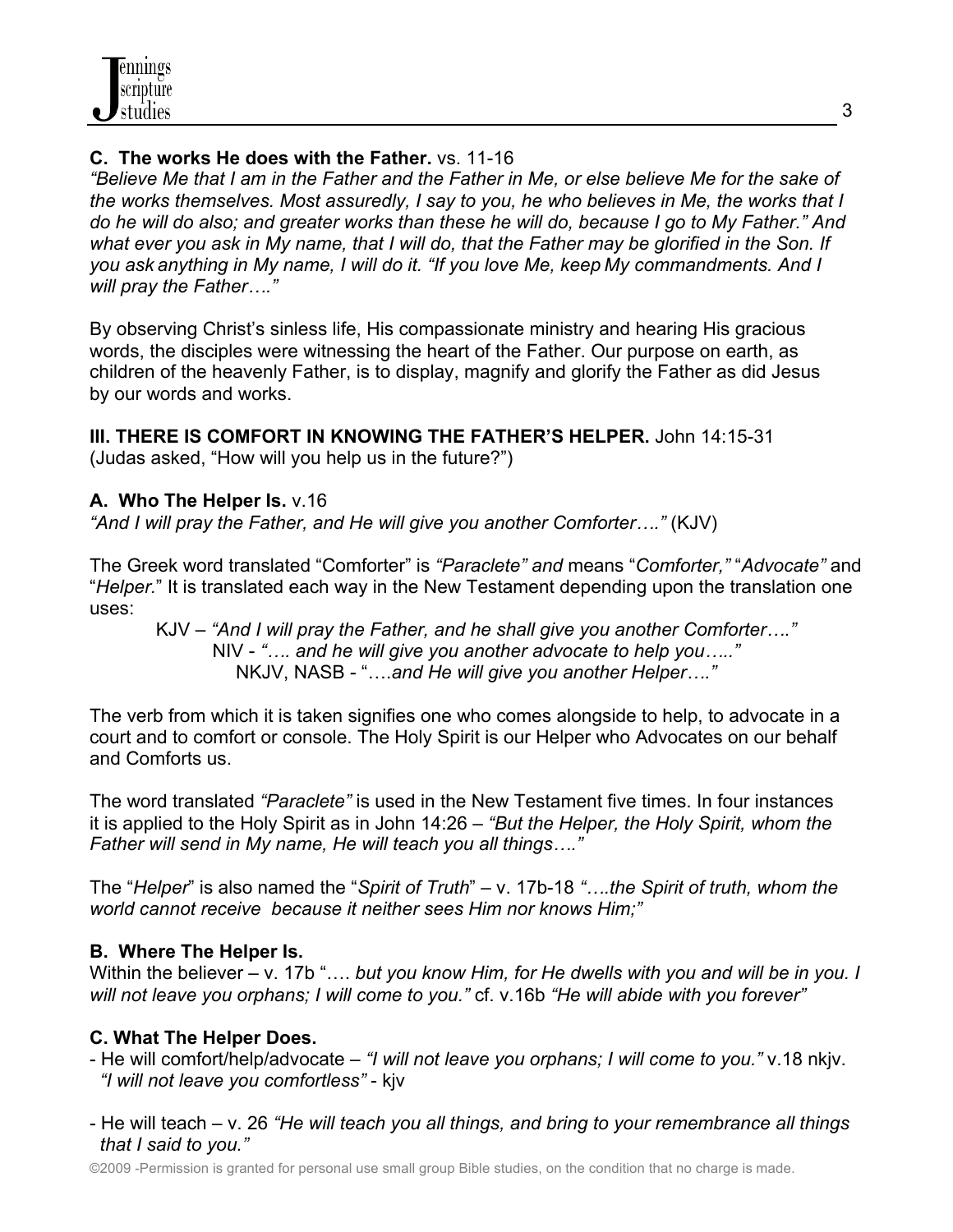**C. The works He does with the Father.** vs. 11-16

*"Believe Me that I am in the Father and the Father in Me, or else believe Me for the sake of the works themselves. Most assuredly, I say to you, he who believes in Me, the works that I do he will do also; and greater works than these he will do, because I go to My Father." And what ever you ask in My name, that I will do, that the Father may be glorified in the Son. If you ask anything in My name, I will do it. "If you love Me, keep My commandments. And I will pray the Father…."*

By observing Christ's sinless life, His compassionate ministry and hearing His gracious words, the disciples were witnessing the heart of the Father. Our purpose on earth, as children of the heavenly Father, is to display, magnify and glorify the Father as did Jesus by our words and works.

**III. THERE IS COMFORT IN KNOWING THE FATHER'S HELPER.** John 14:15-31
(Judas asked, "How will you help us in the future?")

**A. Who The Helper Is.** v.16

*"And I will pray the Father, and He will give you another Comforter…."* (KJV)

The Greek word translated "Comforter" is *"Paraclete" and* means "*Comforter,"* "*Advocate"* and "*Helper.*" It is translated each way in the New Testament depending upon the translation one uses:

KJV – *"And I will pray the Father, and he shall give you another Comforter…."*
NIV - *"…. and he will give you another advocate to help you….."*
NKJV, NASB - "….*and He will give you another Helper…."*

The verb from which it is taken signifies one who comes alongside to help, to advocate in a court and to comfort or console. The Holy Spirit is our Helper who Advocates on our behalf and Comforts us.

The word translated *"Paraclete"* is used in the New Testament five times. In four instances it is applied to the Holy Spirit as in John 14:26 – *"But the Helper, the Holy Spirit, whom the Father will send in My name, He will teach you all things…."*

The "*Helper*" is also named the "*Spirit of Truth*" – v. 17b-18 *"….the Spirit of truth, whom the world cannot receive because it neither sees Him nor knows Him;"*

**B. Where The Helper Is.**

Within the believer – v. 17b "…. *but you know Him, for He dwells with you and will be in you. I will not leave you orphans; I will come to you."* cf. v.16b *"He will abide with you forever"*

**C. What The Helper Does.**

- He will comfort/help/advocate – *"I will not leave you orphans; I will come to you."* v.18 nkjv. *"I will not leave you comfortless"* - kjv

- He will teach – v. 26 *"He will teach you all things, and bring to your remembrance all things that I said to you."*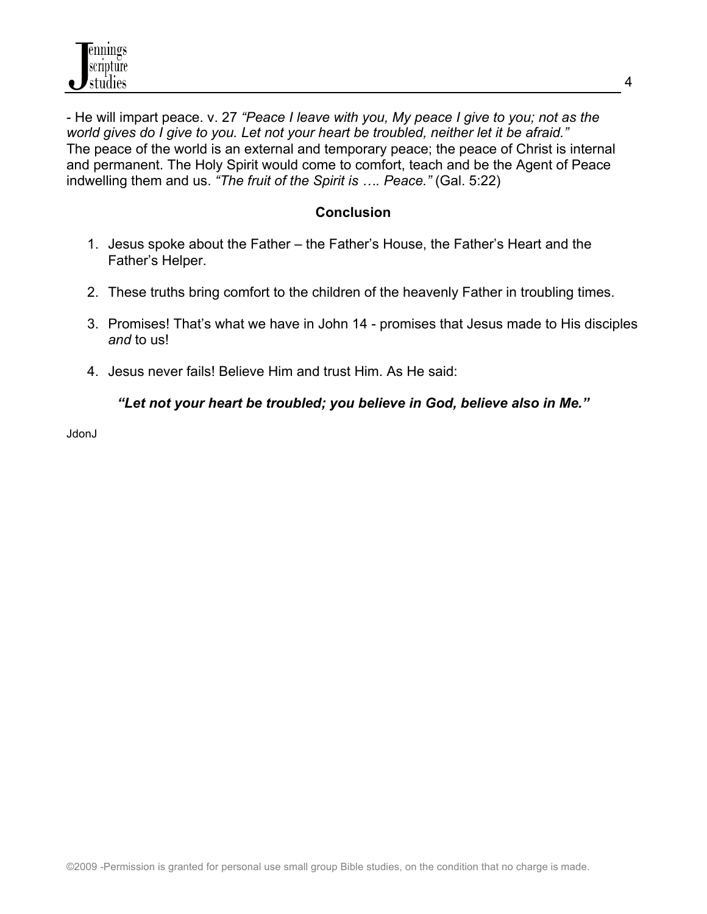- He will impart peace. v. 27 *"Peace I leave with you, My peace I give to you; not as the world gives do I give to you. Let not your heart be troubled, neither let it be afraid."* The peace of the world is an external and temporary peace; the peace of Christ is internal and permanent. The Holy Spirit would come to comfort, teach and be the Agent of Peace indwelling them and us. *"The fruit of the Spirit is …. Peace."* (Gal. 5:22)

## Conclusion

1. Jesus spoke about the Father – the Father's House, the Father's Heart and the Father's Helper.

2. These truths bring comfort to the children of the heavenly Father in troubling times.

3. Promises! That's what we have in John 14 - promises that Jesus made to His disciples *and* to us!

4. Jesus never fails! Believe Him and trust Him. As He said:

***"Let not your heart be troubled; you believe in God, believe also in Me."***

JdonJ

©2009 -Permission is granted for personal use small group Bible studies, on the condition that no charge is made.